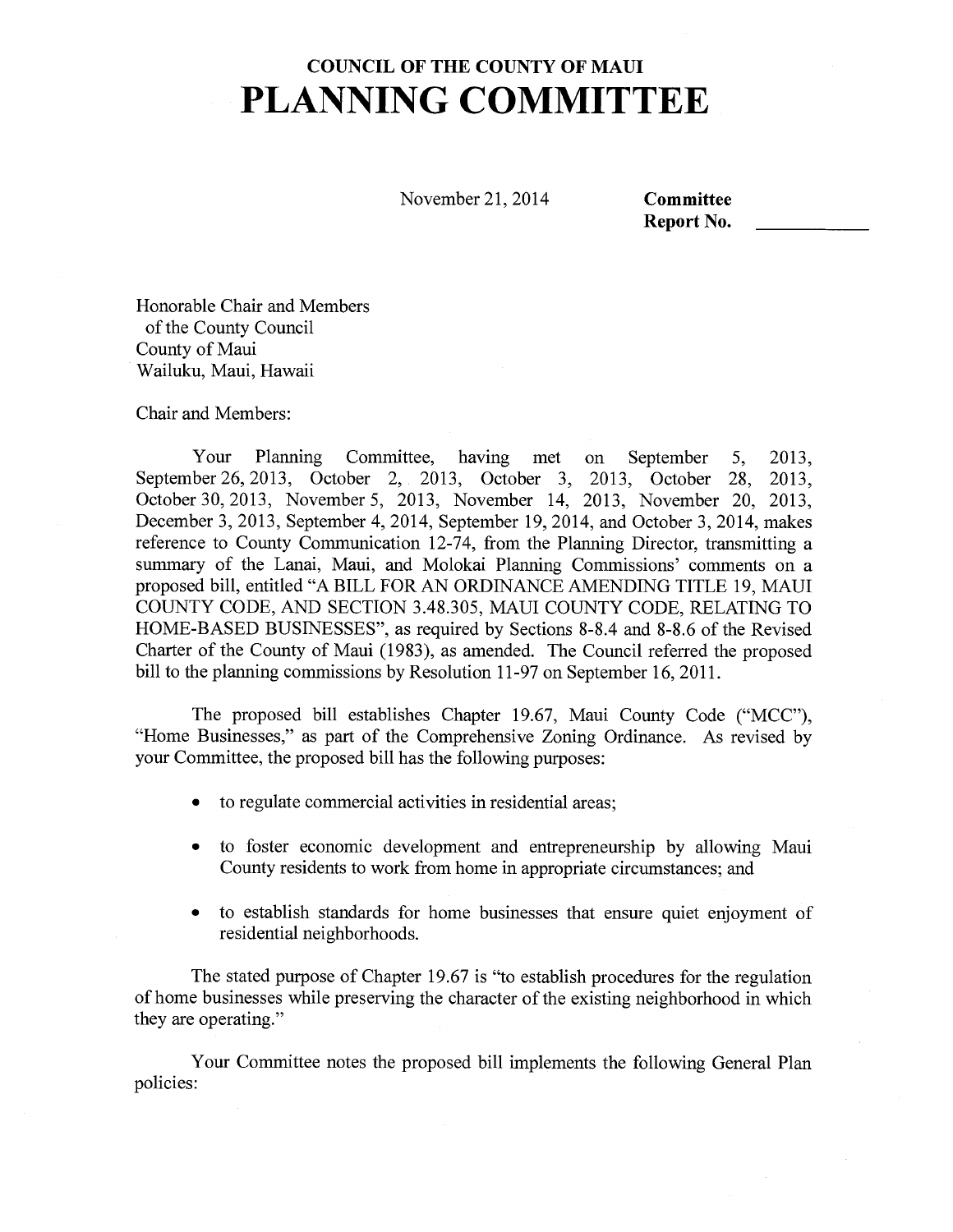# COUNCIL OF THE COUNTY OF MAUI

# PLANNING COMMITTEE

November 21, 2014

**Committee Report No.** \_\_\_\_\_\_\_\_\_\_\_\_

Honorable Chair and Members
of the County Council
County of Maui
Wailuku, Maui, Hawaii

Chair and Members:

Your Planning Committee, having met on September 5, 2013, September 26, 2013, October 2, 2013, October 3, 2013, October 28, 2013, October 30, 2013, November 5, 2013, November 14, 2013, November 20, 2013, December 3, 2013, September 4, 2014, September 19, 2014, and October 3, 2014, makes reference to County Communication 12-74, from the Planning Director, transmitting a summary of the Lanai, Maui, and Molokai Planning Commissions' comments on a proposed bill, entitled "A BILL FOR AN ORDINANCE AMENDING TITLE 19, MAUI COUNTY CODE, AND SECTION 3.48.305, MAUI COUNTY CODE, RELATING TO HOME-BASED BUSINESSES", as required by Sections 8-8.4 and 8-8.6 of the Revised Charter of the County of Maui (1983), as amended. The Council referred the proposed bill to the planning commissions by Resolution 11-97 on September 16, 2011.

The proposed bill establishes Chapter 19.67, Maui County Code ("MCC"), "Home Businesses," as part of the Comprehensive Zoning Ordinance. As revised by your Committee, the proposed bill has the following purposes:

- to regulate commercial activities in residential areas;
- to foster economic development and entrepreneurship by allowing Maui County residents to work from home in appropriate circumstances; and
- to establish standards for home businesses that ensure quiet enjoyment of residential neighborhoods.

The stated purpose of Chapter 19.67 is "to establish procedures for the regulation of home businesses while preserving the character of the existing neighborhood in which they are operating."

Your Committee notes the proposed bill implements the following General Plan policies: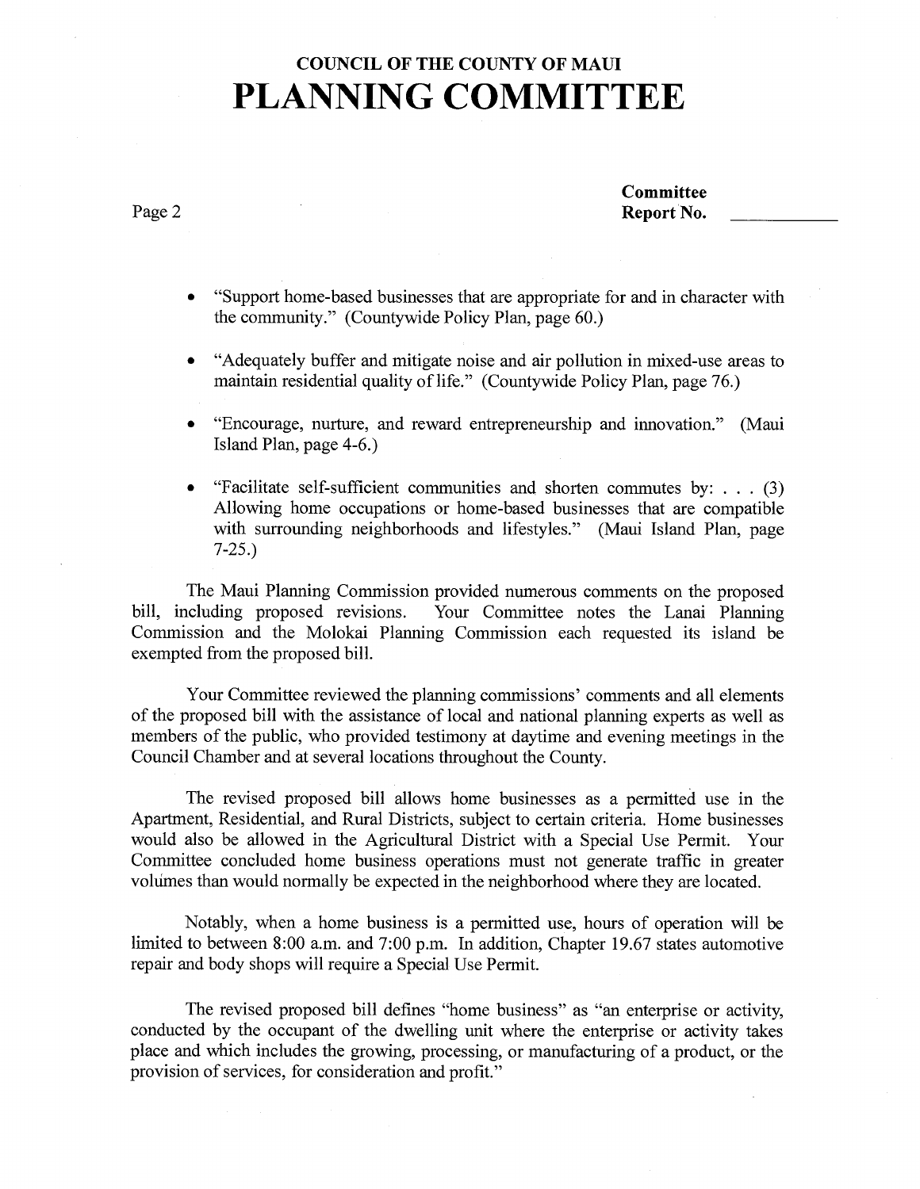- "Support home-based businesses that are appropriate for and in character with the community." (Countywide Policy Plan, page 60.)

- "Adequately buffer and mitigate noise and air pollution in mixed-use areas to maintain residential quality of life." (Countywide Policy Plan, page 76.)

- "Encourage, nurture, and reward entrepreneurship and innovation." (Maui Island Plan, page 4-6.)

- "Facilitate self-sufficient communities and shorten commutes by: . . . (3) Allowing home occupations or home-based businesses that are compatible with surrounding neighborhoods and lifestyles." (Maui Island Plan, page 7-25.)

The Maui Planning Commission provided numerous comments on the proposed bill, including proposed revisions. Your Committee notes the Lanai Planning Commission and the Molokai Planning Commission each requested its island be exempted from the proposed bill.

Your Committee reviewed the planning commissions' comments and all elements of the proposed bill with the assistance of local and national planning experts as well as members of the public, who provided testimony at daytime and evening meetings in the Council Chamber and at several locations throughout the County.

The revised proposed bill allows home businesses as a permitted use in the Apartment, Residential, and Rural Districts, subject to certain criteria. Home businesses would also be allowed in the Agricultural District with a Special Use Permit. Your Committee concluded home business operations must not generate traffic in greater volumes than would normally be expected in the neighborhood where they are located.

Notably, when a home business is a permitted use, hours of operation will be limited to between 8:00 a.m. and 7:00 p.m. In addition, Chapter 19.67 states automotive repair and body shops will require a Special Use Permit.

The revised proposed bill defines "home business" as "an enterprise or activity, conducted by the occupant of the dwelling unit where the enterprise or activity takes place and which includes the growing, processing, or manufacturing of a product, or the provision of services, for consideration and profit."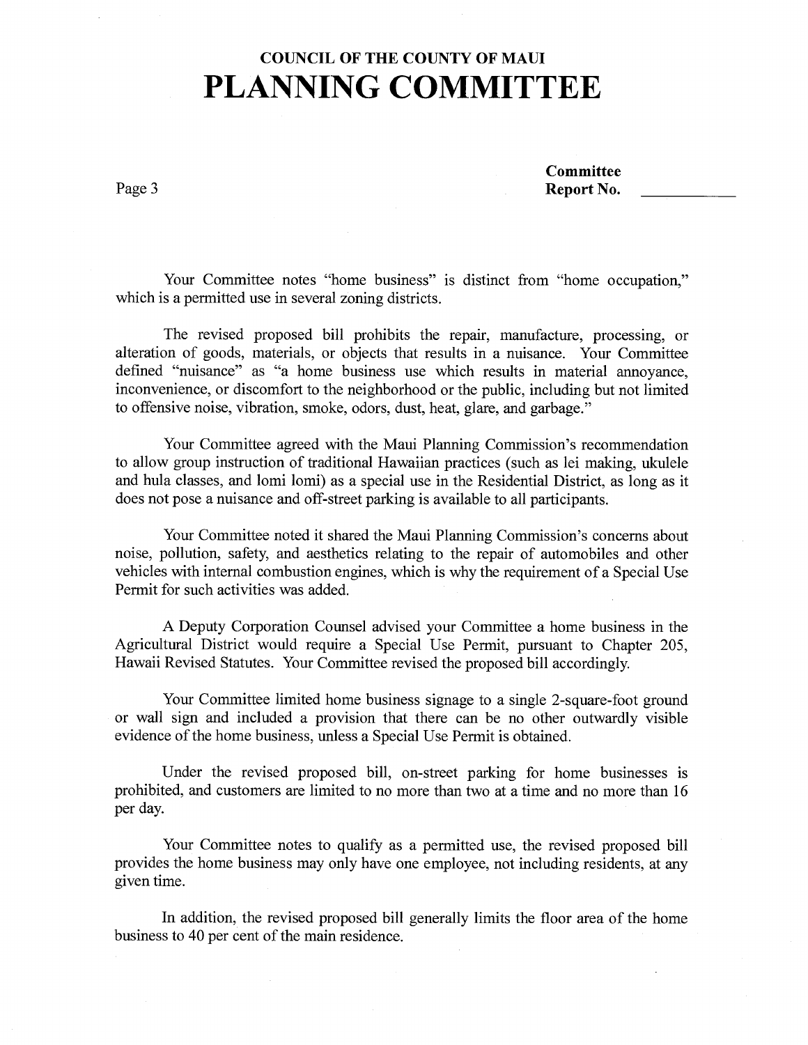Your Committee notes "home business" is distinct from "home occupation," which is a permitted use in several zoning districts.

The revised proposed bill prohibits the repair, manufacture, processing, or alteration of goods, materials, or objects that results in a nuisance. Your Committee defined "nuisance" as "a home business use which results in material annoyance, inconvenience, or discomfort to the neighborhood or the public, including but not limited to offensive noise, vibration, smoke, odors, dust, heat, glare, and garbage."

Your Committee agreed with the Maui Planning Commission's recommendation to allow group instruction of traditional Hawaiian practices (such as lei making, ukulele and hula classes, and lomi lomi) as a special use in the Residential District, as long as it does not pose a nuisance and off-street parking is available to all participants.

Your Committee noted it shared the Maui Planning Commission's concerns about noise, pollution, safety, and aesthetics relating to the repair of automobiles and other vehicles with internal combustion engines, which is why the requirement of a Special Use Permit for such activities was added.

A Deputy Corporation Counsel advised your Committee a home business in the Agricultural District would require a Special Use Permit, pursuant to Chapter 205, Hawaii Revised Statutes. Your Committee revised the proposed bill accordingly.

Your Committee limited home business signage to a single 2-square-foot ground or wall sign and included a provision that there can be no other outwardly visible evidence of the home business, unless a Special Use Permit is obtained.

Under the revised proposed bill, on-street parking for home businesses is prohibited, and customers are limited to no more than two at a time and no more than 16 per day.

Your Committee notes to qualify as a permitted use, the revised proposed bill provides the home business may only have one employee, not including residents, at any given time.

In addition, the revised proposed bill generally limits the floor area of the home business to 40 per cent of the main residence.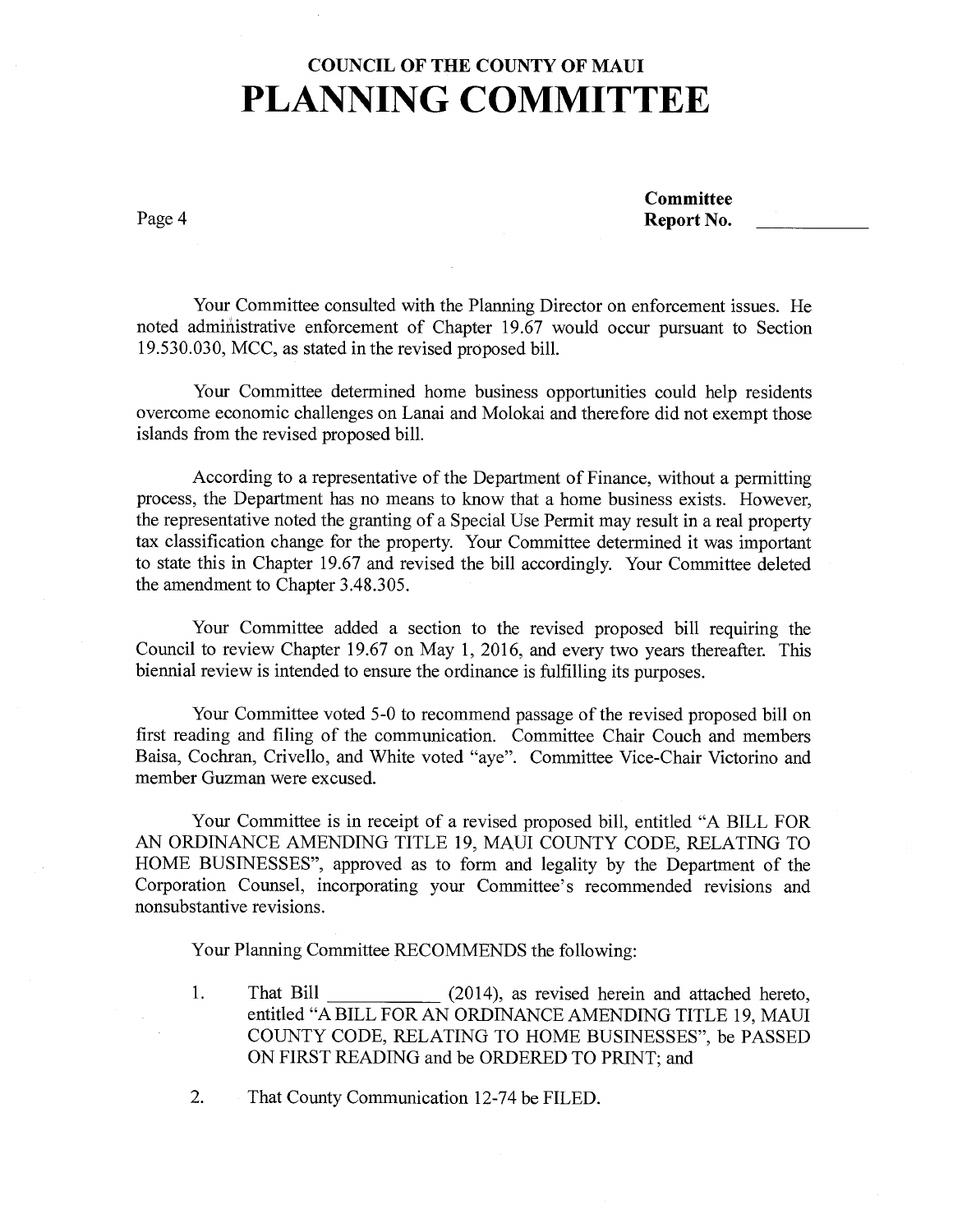**COUNCIL OF THE COUNTY OF MAUI**

# PLANNING COMMITTEE

Page 4

**Committee Report No.** \_\_\_\_\_\_\_\_\_\_\_\_

Your Committee consulted with the Planning Director on enforcement issues. He noted administrative enforcement of Chapter 19.67 would occur pursuant to Section 19.530.030, MCC, as stated in the revised proposed bill.

Your Committee determined home business opportunities could help residents overcome economic challenges on Lanai and Molokai and therefore did not exempt those islands from the revised proposed bill.

According to a representative of the Department of Finance, without a permitting process, the Department has no means to know that a home business exists. However, the representative noted the granting of a Special Use Permit may result in a real property tax classification change for the property. Your Committee determined it was important to state this in Chapter 19.67 and revised the bill accordingly. Your Committee deleted the amendment to Chapter 3.48.305.

Your Committee added a section to the revised proposed bill requiring the Council to review Chapter 19.67 on May 1, 2016, and every two years thereafter. This biennial review is intended to ensure the ordinance is fulfilling its purposes.

Your Committee voted 5-0 to recommend passage of the revised proposed bill on first reading and filing of the communication. Committee Chair Couch and members Baisa, Cochran, Crivello, and White voted "aye". Committee Vice-Chair Victorino and member Guzman were excused.

Your Committee is in receipt of a revised proposed bill, entitled "A BILL FOR AN ORDINANCE AMENDING TITLE 19, MAUI COUNTY CODE, RELATING TO HOME BUSINESSES", approved as to form and legality by the Department of the Corporation Counsel, incorporating your Committee's recommended revisions and nonsubstantive revisions.

Your Planning Committee RECOMMENDS the following:

1. That Bill \_\_\_\_\_\_\_\_\_\_\_\_ (2014), as revised herein and attached hereto, entitled "A BILL FOR AN ORDINANCE AMENDING TITLE 19, MAUI COUNTY CODE, RELATING TO HOME BUSINESSES", be PASSED ON FIRST READING and be ORDERED TO PRINT; and

2. That County Communication 12-74 be FILED.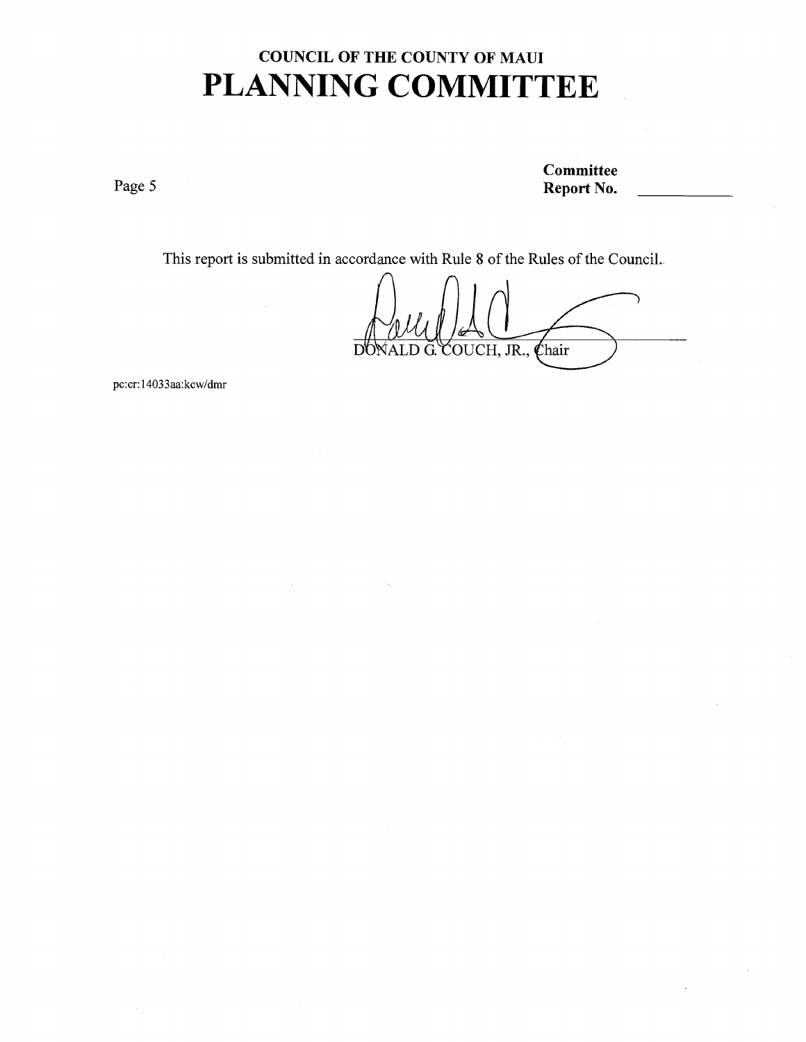**COUNCIL OF THE COUNTY OF MAUI**

# PLANNING COMMITTEE

**Committee Report No.** ____________

This report is submitted in accordance with Rule 8 of the Rules of the Council.

DONALD G. COUCH, JR., Chair

pc:cr:14033aa:kcw/dmr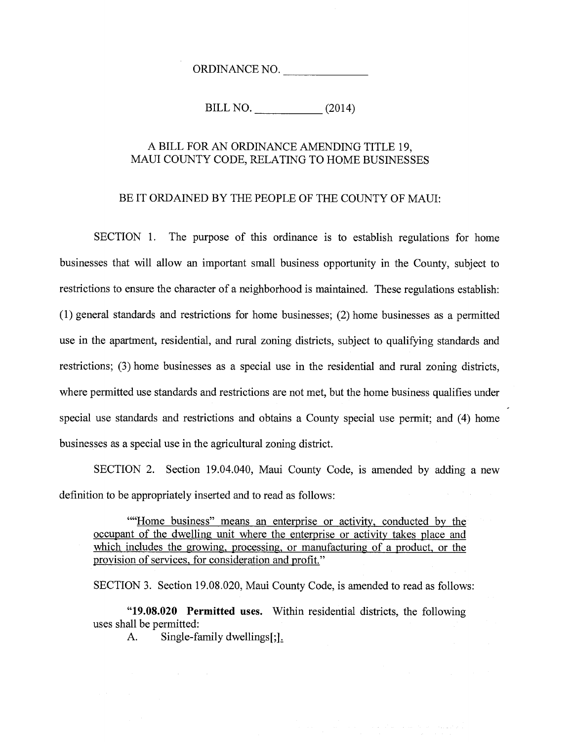ORDINANCE NO. _______________

BILL NO. ____________ (2014)

A BILL FOR AN ORDINANCE AMENDING TITLE 19, MAUI COUNTY CODE, RELATING TO HOME BUSINESSES

BE IT ORDAINED BY THE PEOPLE OF THE COUNTY OF MAUI:

SECTION 1. The purpose of this ordinance is to establish regulations for home businesses that will allow an important small business opportunity in the County, subject to restrictions to ensure the character of a neighborhood is maintained. These regulations establish: (1) general standards and restrictions for home businesses; (2) home businesses as a permitted use in the apartment, residential, and rural zoning districts, subject to qualifying standards and restrictions; (3) home businesses as a special use in the residential and rural zoning districts, where permitted use standards and restrictions are not met, but the home business qualifies under special use standards and restrictions and obtains a County special use permit; and (4) home businesses as a special use in the agricultural zoning district.

SECTION 2. Section 19.04.040, Maui County Code, is amended by adding a new definition to be appropriately inserted and to read as follows:

""Home business" means an enterprise or activity, conducted by the occupant of the dwelling unit where the enterprise or activity takes place and which includes the growing, processing, or manufacturing of a product, or the provision of services, for consideration and profit."

SECTION 3. Section 19.08.020, Maui County Code, is amended to read as follows:

"**19.08.020 Permitted uses.** Within residential districts, the following uses shall be permitted:

A. Single-family dwellings[;].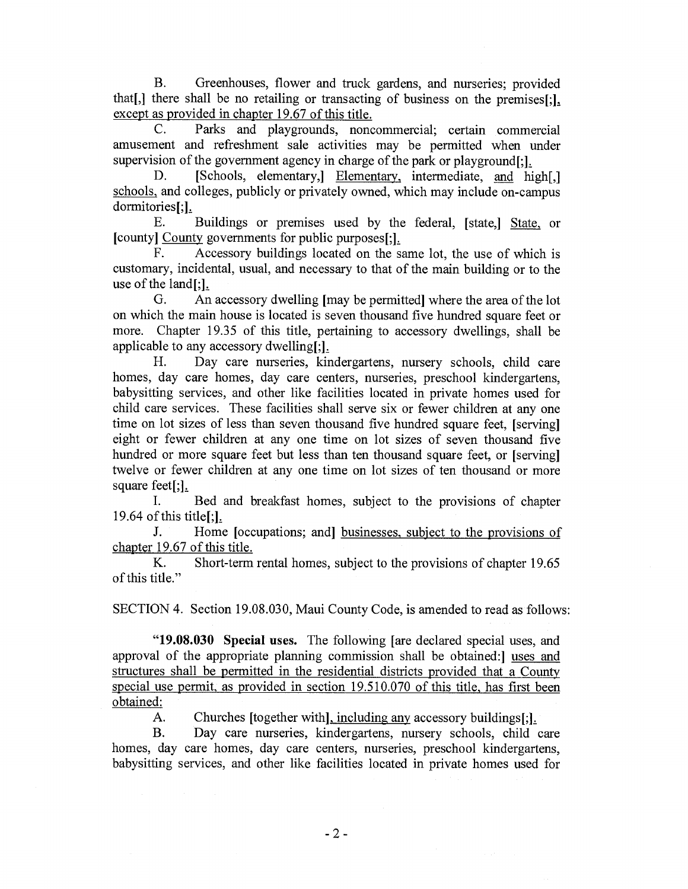B. Greenhouses, flower and truck gardens, and nurseries; provided that[,] there shall be no retailing or transacting of business on the premises[;], except as provided in chapter 19.67 of this title.

C. Parks and playgrounds, noncommercial; certain commercial amusement and refreshment sale activities may be permitted when under supervision of the government agency in charge of the park or playground[;].

D. [Schools, elementary,] Elementary, intermediate, and high[,] schools, and colleges, publicly or privately owned, which may include on-campus dormitories[;].

E. Buildings or premises used by the federal, [state,] State, or [county] County governments for public purposes[;].

F. Accessory buildings located on the same lot, the use of which is customary, incidental, usual, and necessary to that of the main building or to the use of the land[;].

G. An accessory dwelling [may be permitted] where the area of the lot on which the main house is located is seven thousand five hundred square feet or more. Chapter 19.35 of this title, pertaining to accessory dwellings, shall be applicable to any accessory dwelling[;].

H. Day care nurseries, kindergartens, nursery schools, child care homes, day care homes, day care centers, nurseries, preschool kindergartens, babysitting services, and other like facilities located in private homes used for child care services. These facilities shall serve six or fewer children at any one time on lot sizes of less than seven thousand five hundred square feet, [serving] eight or fewer children at any one time on lot sizes of seven thousand five hundred or more square feet but less than ten thousand square feet, or [serving] twelve or fewer children at any one time on lot sizes of ten thousand or more square feet[;].

I. Bed and breakfast homes, subject to the provisions of chapter 19.64 of this title[;].

J. Home [occupations; and] businesses, subject to the provisions of chapter 19.67 of this title.

K. Short-term rental homes, subject to the provisions of chapter 19.65 of this title."

SECTION 4. Section 19.08.030, Maui County Code, is amended to read as follows:

"**19.08.030 Special uses.** The following [are declared special uses, and approval of the appropriate planning commission shall be obtained:] uses and structures shall be permitted in the residential districts provided that a County special use permit, as provided in section 19.510.070 of this title, has first been obtained:

A. Churches [together with], including any accessory buildings[;].

B. Day care nurseries, kindergartens, nursery schools, child care homes, day care homes, day care centers, nurseries, preschool kindergartens, babysitting services, and other like facilities located in private homes used for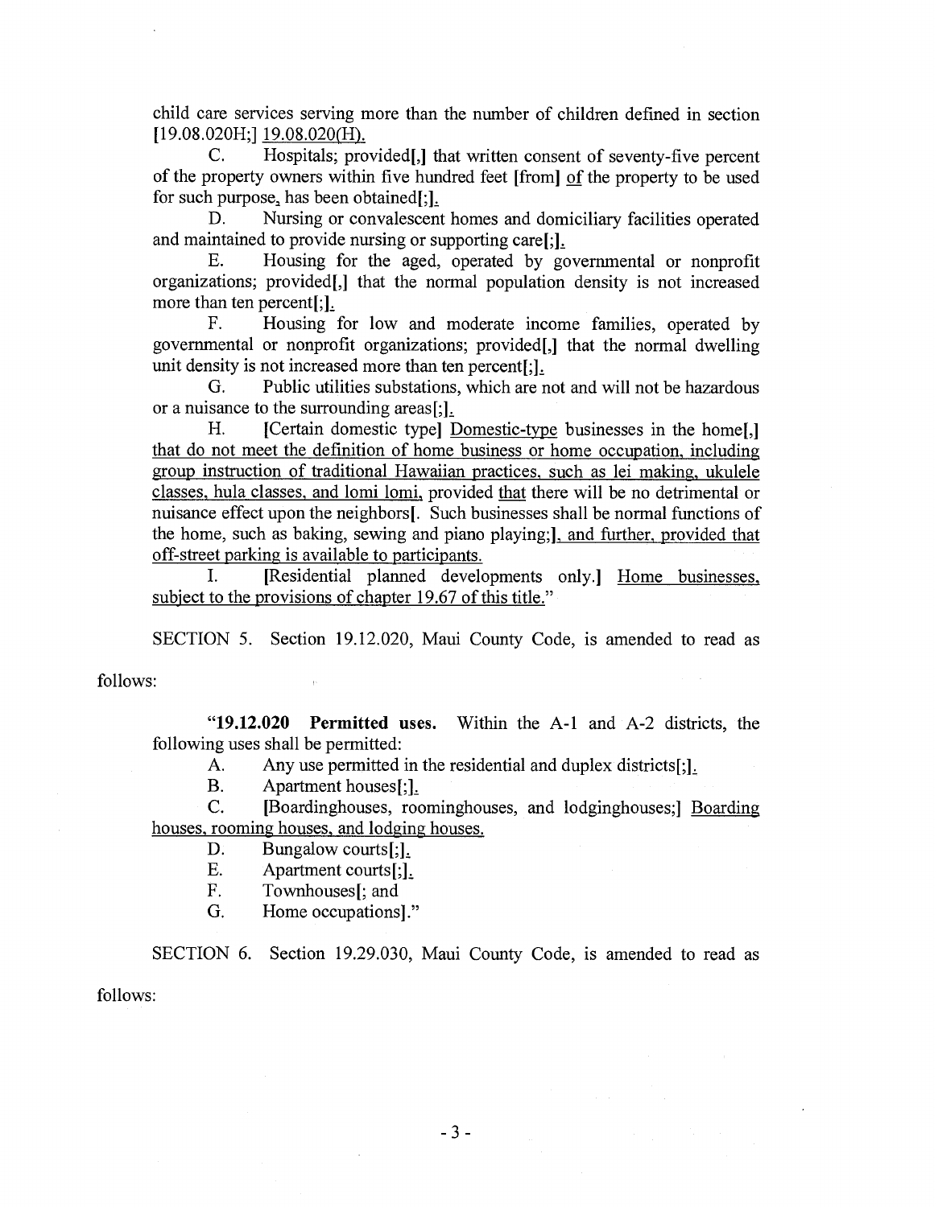child care services serving more than the number of children defined in section [19.08.020H;] <u>19.08.020(H).</u>

C. Hospitals; provided[,] that written consent of seventy-five percent of the property owners within five hundred feet [from] <u>of</u> the property to be used for such purpose<u>,</u> has been obtained[;]<u>.</u>

D. Nursing or convalescent homes and domiciliary facilities operated and maintained to provide nursing or supporting care[;]<u>.</u>

E. Housing for the aged, operated by governmental or nonprofit organizations; provided[,] that the normal population density is not increased more than ten percent[;]<u>.</u>

F. Housing for low and moderate income families, operated by governmental or nonprofit organizations; provided[,] that the normal dwelling unit density is not increased more than ten percent[;]<u>.</u>

G. Public utilities substations, which are not and will not be hazardous or a nuisance to the surrounding areas[;]<u>.</u>

H. [Certain domestic type] <u>Domestic-type</u> businesses in the home[,] <u>that do not meet the definition of home business or home occupation, including group instruction of traditional Hawaiian practices, such as lei making, ukulele classes, hula classes, and lomi lomi,</u> provided <u>that</u> there will be no detrimental or nuisance effect upon the neighbors[. Such businesses shall be normal functions of the home, such as baking, sewing and piano playing;]<u>, and further, provided that off-street parking is available to participants.</u>

I. [Residential planned developments only.] <u>Home businesses, subject to the provisions of chapter 19.67 of this title.</u>"

SECTION 5. Section 19.12.020, Maui County Code, is amended to read as follows:

"**19.12.020 Permitted uses.** Within the A-1 and A-2 districts, the following uses shall be permitted:

A. Any use permitted in the residential and duplex districts[;]<u>.</u>

B. Apartment houses[;]<u>.</u>

C. [Boardinghouses, roominghouses, and lodginghouses;] <u>Boarding houses, rooming houses, and lodging houses.</u>

D. Bungalow courts[;]<u>.</u>

E. Apartment courts[;]<u>.</u>

F. Townhouses[; and

G. Home occupations]."

SECTION 6. Section 19.29.030, Maui County Code, is amended to read as follows: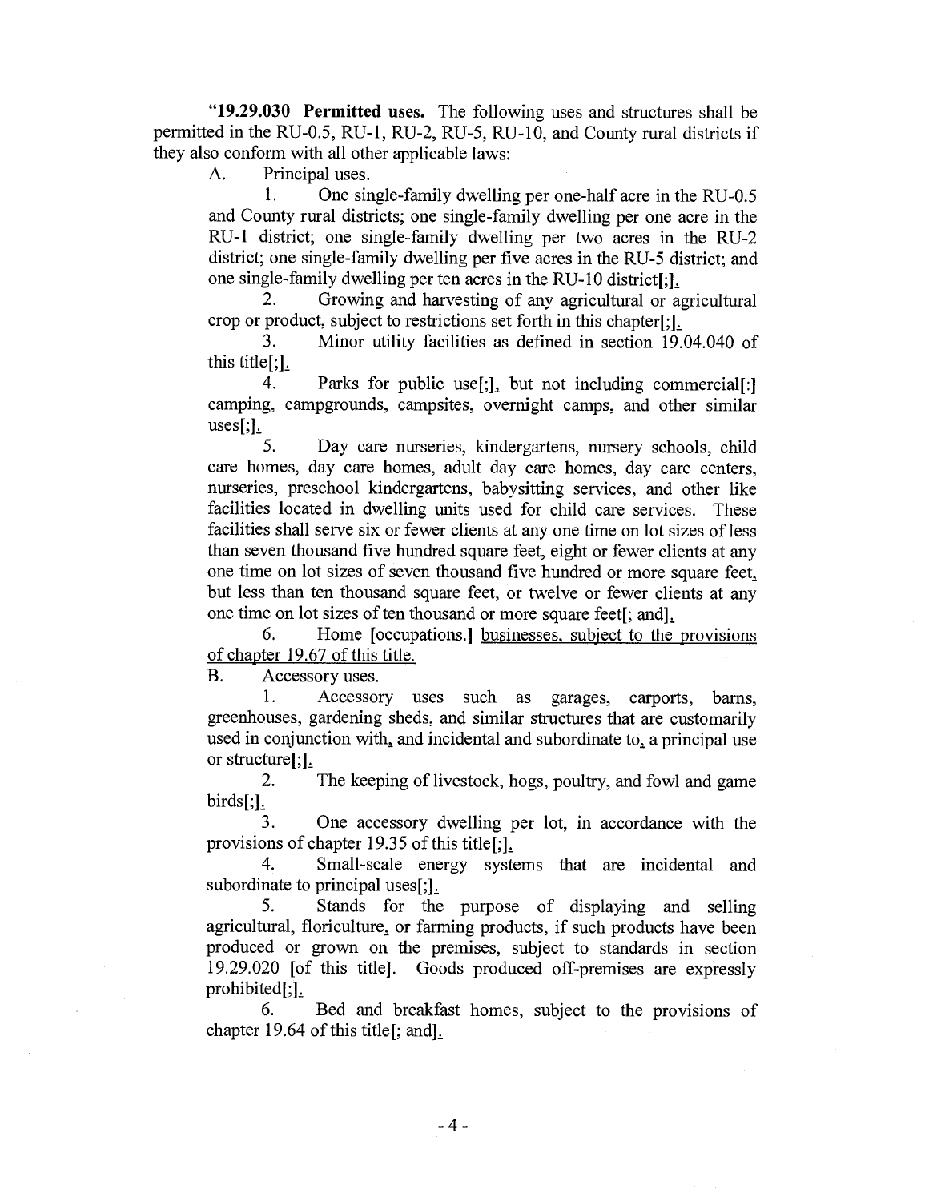"**19.29.030 Permitted uses.** The following uses and structures shall be permitted in the RU-0.5, RU-1, RU-2, RU-5, RU-10, and County rural districts if they also conform with all other applicable laws:

A. Principal uses.

1. One single-family dwelling per one-half acre in the RU-0.5 and County rural districts; one single-family dwelling per one acre in the RU-1 district; one single-family dwelling per two acres in the RU-2 district; one single-family dwelling per five acres in the RU-5 district; and one single-family dwelling per ten acres in the RU-10 district[;].

2. Growing and harvesting of any agricultural or agricultural crop or product, subject to restrictions set forth in this chapter[;].

3. Minor utility facilities as defined in section 19.04.040 of this title[;].

4. Parks for public use[;], but not including commercial[:] camping, campgrounds, campsites, overnight camps, and other similar uses[;].

5. Day care nurseries, kindergartens, nursery schools, child care homes, day care homes, adult day care homes, day care centers, nurseries, preschool kindergartens, babysitting services, and other like facilities located in dwelling units used for child care services. These facilities shall serve six or fewer clients at any one time on lot sizes of less than seven thousand five hundred square feet, eight or fewer clients at any one time on lot sizes of seven thousand five hundred or more square feet, but less than ten thousand square feet, or twelve or fewer clients at any one time on lot sizes of ten thousand or more square feet[; and].

6. Home [occupations.] <u>businesses, subject to the provisions of chapter 19.67 of this title.</u>

B. Accessory uses.

1. Accessory uses such as garages, carports, barns, greenhouses, gardening sheds, and similar structures that are customarily used in conjunction with, and incidental and subordinate to, a principal use or structure[;].

2. The keeping of livestock, hogs, poultry, and fowl and game birds[;].

3. One accessory dwelling per lot, in accordance with the provisions of chapter 19.35 of this title[;].

4. Small-scale energy systems that are incidental and subordinate to principal uses[;].

5. Stands for the purpose of displaying and selling agricultural, floriculture, or farming products, if such products have been produced or grown on the premises, subject to standards in section 19.29.020 [of this title]. Goods produced off-premises are expressly prohibited[;].

6. Bed and breakfast homes, subject to the provisions of chapter 19.64 of this title[; and].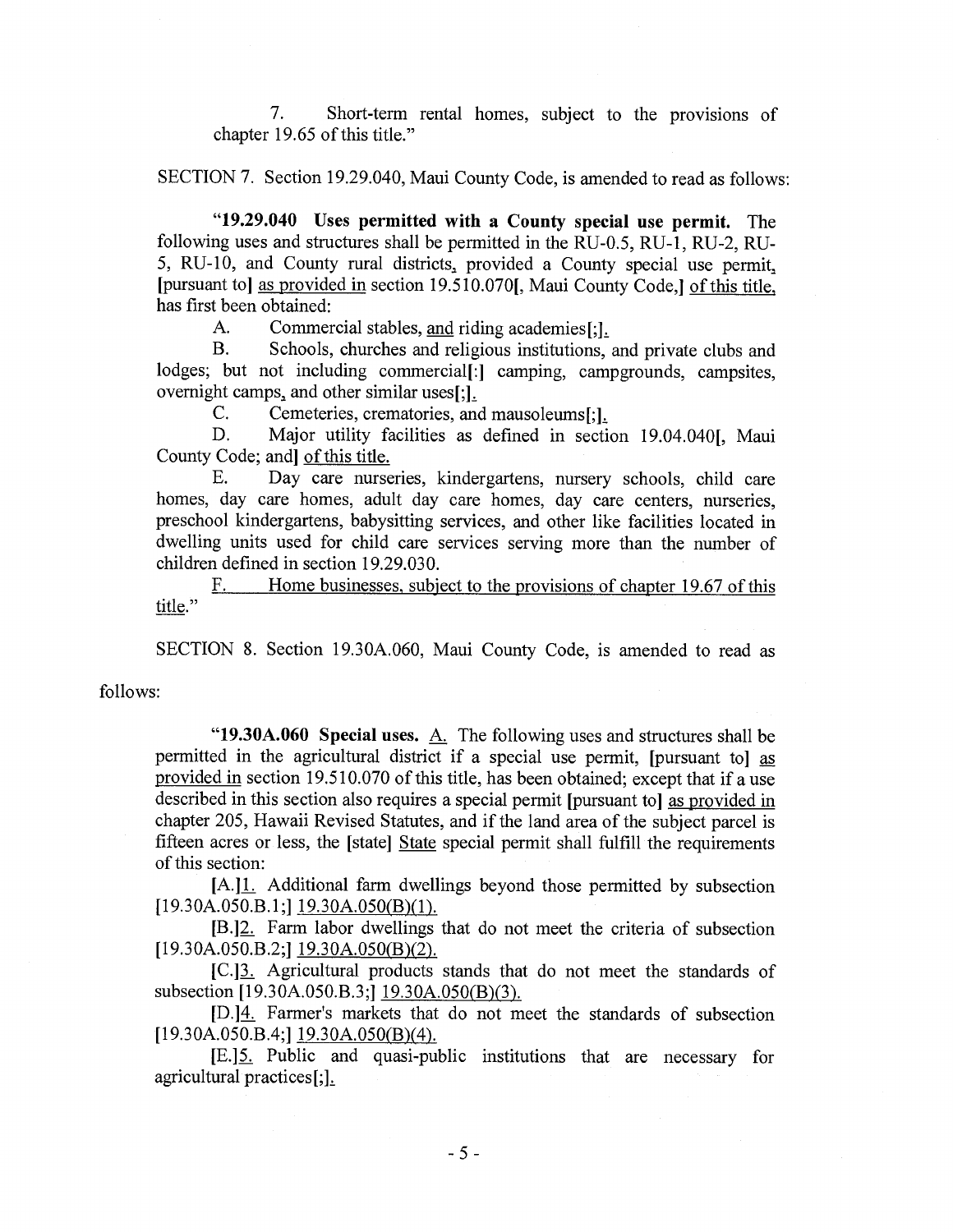7. Short-term rental homes, subject to the provisions of chapter 19.65 of this title."

SECTION 7. Section 19.29.040, Maui County Code, is amended to read as follows:

"**19.29.040 Uses permitted with a County special use permit.** The following uses and structures shall be permitted in the RU-0.5, RU-1, RU-2, RU-5, RU-10, and County rural districts, provided a County special use permit, [pursuant to] as provided in section 19.510.070[, Maui County Code,] of this title, has first been obtained:

A. Commercial stables, and riding academies[;].

B. Schools, churches and religious institutions, and private clubs and lodges; but not including commercial[:] camping, campgrounds, campsites, overnight camps, and other similar uses[;].

C. Cemeteries, crematories, and mausoleums[;].

D. Major utility facilities as defined in section 19.04.040[, Maui County Code; and] of this title.

E. Day care nurseries, kindergartens, nursery schools, child care homes, day care homes, adult day care homes, day care centers, nurseries, preschool kindergartens, babysitting services, and other like facilities located in dwelling units used for child care services serving more than the number of children defined in section 19.29.030.

F. Home businesses, subject to the provisions of chapter 19.67 of this title."

SECTION 8. Section 19.30A.060, Maui County Code, is amended to read as follows:

"**19.30A.060 Special uses.** A. The following uses and structures shall be permitted in the agricultural district if a special use permit, [pursuant to] as provided in section 19.510.070 of this title, has been obtained; except that if a use described in this section also requires a special permit [pursuant to] as provided in chapter 205, Hawaii Revised Statutes, and if the land area of the subject parcel is fifteen acres or less, the [state] State special permit shall fulfill the requirements of this section:

[A.]1. Additional farm dwellings beyond those permitted by subsection [19.30A.050.B.1;] 19.30A.050(B)(1).

[B.]2. Farm labor dwellings that do not meet the criteria of subsection [19.30A.050.B.2;] 19.30A.050(B)(2).

[C.]3. Agricultural products stands that do not meet the standards of subsection [19.30A.050.B.3;] 19.30A.050(B)(3).

[D.]4. Farmer's markets that do not meet the standards of subsection [19.30A.050.B.4;] 19.30A.050(B)(4).

[E.]5. Public and quasi-public institutions that are necessary for agricultural practices[;].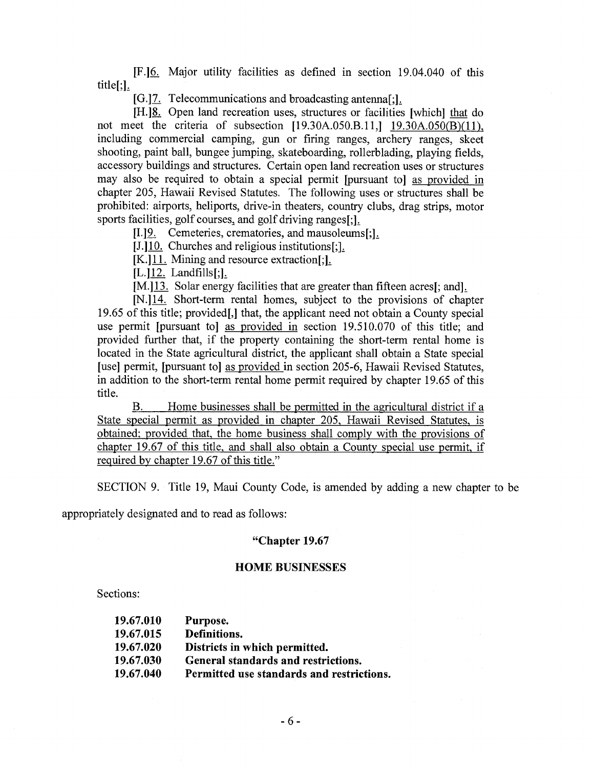[F.]6. Major utility facilities as defined in section 19.04.040 of this title[;].

[G.]7. Telecommunications and broadcasting antenna[;].

[H.]8. Open land recreation uses, structures or facilities [which] that do not meet the criteria of subsection [19.30A.050.B.11,] 19.30A.050(B)(11), including commercial camping, gun or firing ranges, archery ranges, skeet shooting, paint ball, bungee jumping, skateboarding, rollerblading, playing fields, accessory buildings and structures. Certain open land recreation uses or structures may also be required to obtain a special permit [pursuant to] as provided in chapter 205, Hawaii Revised Statutes. The following uses or structures shall be prohibited: airports, heliports, drive-in theaters, country clubs, drag strips, motor sports facilities, golf courses, and golf driving ranges[;].

[I.]9. Cemeteries, crematories, and mausoleums[;].

[J.]10. Churches and religious institutions[;].

[K.]11. Mining and resource extraction[;].

[L.]12. Landfills[;].

[M.]13. Solar energy facilities that are greater than fifteen acres[; and].

[N.]14. Short-term rental homes, subject to the provisions of chapter 19.65 of this title; provided[,] that, the applicant need not obtain a County special use permit [pursuant to] as provided in section 19.510.070 of this title; and provided further that, if the property containing the short-term rental home is located in the State agricultural district, the applicant shall obtain a State special [use] permit, [pursuant to] as provided in section 205-6, Hawaii Revised Statutes, in addition to the short-term rental home permit required by chapter 19.65 of this title.

B. Home businesses shall be permitted in the agricultural district if a State special permit as provided in chapter 205, Hawaii Revised Statutes, is obtained; provided that, the home business shall comply with the provisions of chapter 19.67 of this title, and shall also obtain a County special use permit, if required by chapter 19.67 of this title."

SECTION 9. Title 19, Maui County Code, is amended by adding a new chapter to be appropriately designated and to read as follows:

**"Chapter 19.67**

**HOME BUSINESSES**

Sections:

| | |
|---|---|
| **19.67.010** | **Purpose.** |
| **19.67.015** | **Definitions.** |
| **19.67.020** | **Districts in which permitted.** |
| **19.67.030** | **General standards and restrictions.** |
| **19.67.040** | **Permitted use standards and restrictions.** |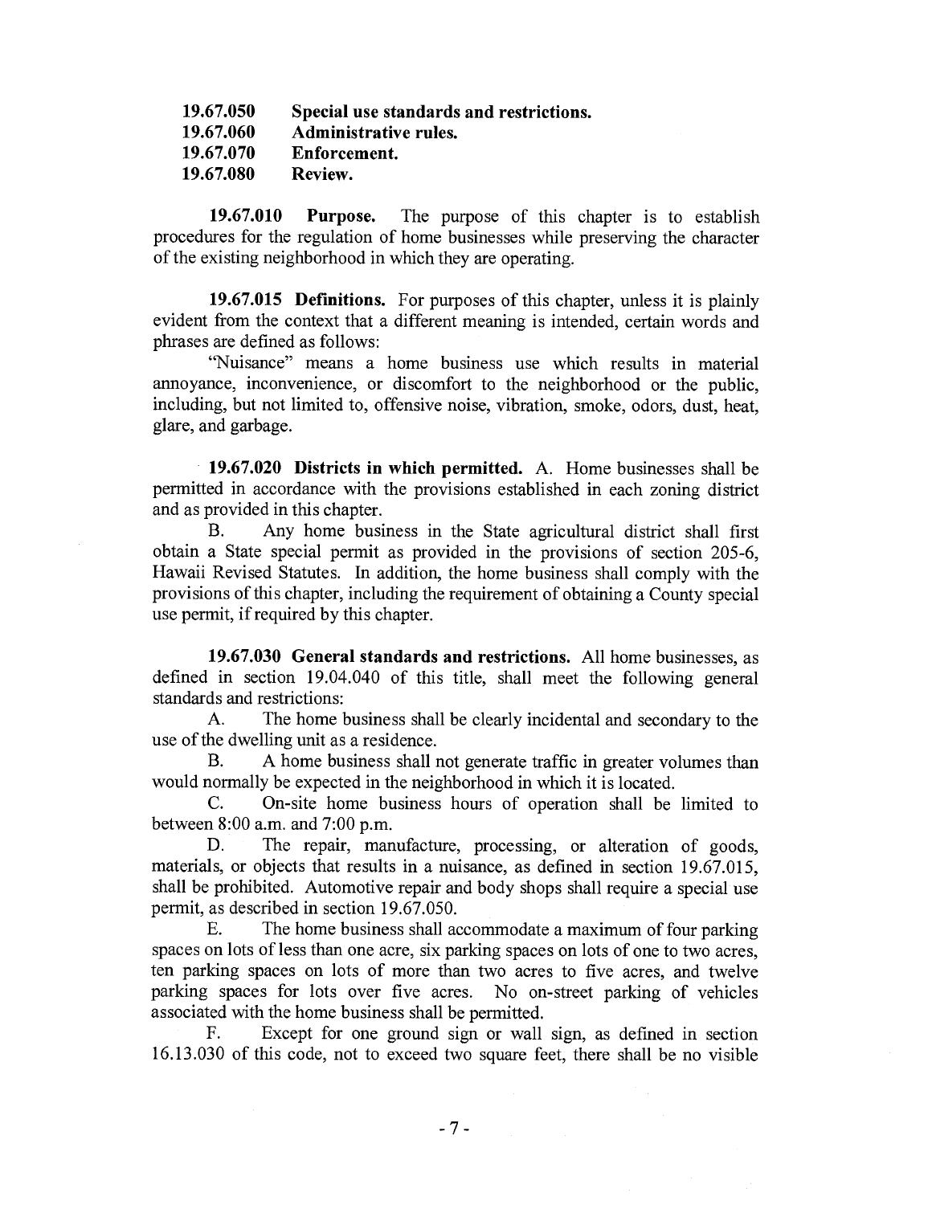**19.67.050 Special use standards and restrictions.**
**19.67.060 Administrative rules.**
**19.67.070 Enforcement.**
**19.67.080 Review.**

**19.67.010 Purpose.** The purpose of this chapter is to establish procedures for the regulation of home businesses while preserving the character of the existing neighborhood in which they are operating.

**19.67.015 Definitions.** For purposes of this chapter, unless it is plainly evident from the context that a different meaning is intended, certain words and phrases are defined as follows:

"Nuisance" means a home business use which results in material annoyance, inconvenience, or discomfort to the neighborhood or the public, including, but not limited to, offensive noise, vibration, smoke, odors, dust, heat, glare, and garbage.

**19.67.020 Districts in which permitted.** A. Home businesses shall be permitted in accordance with the provisions established in each zoning district and as provided in this chapter.

B. Any home business in the State agricultural district shall first obtain a State special permit as provided in the provisions of section 205-6, Hawaii Revised Statutes. In addition, the home business shall comply with the provisions of this chapter, including the requirement of obtaining a County special use permit, if required by this chapter.

**19.67.030 General standards and restrictions.** All home businesses, as defined in section 19.04.040 of this title, shall meet the following general standards and restrictions:

A. The home business shall be clearly incidental and secondary to the use of the dwelling unit as a residence.

B. A home business shall not generate traffic in greater volumes than would normally be expected in the neighborhood in which it is located.

C. On-site home business hours of operation shall be limited to between 8:00 a.m. and 7:00 p.m.

D. The repair, manufacture, processing, or alteration of goods, materials, or objects that results in a nuisance, as defined in section 19.67.015, shall be prohibited. Automotive repair and body shops shall require a special use permit, as described in section 19.67.050.

E. The home business shall accommodate a maximum of four parking spaces on lots of less than one acre, six parking spaces on lots of one to two acres, ten parking spaces on lots of more than two acres to five acres, and twelve parking spaces for lots over five acres. No on-street parking of vehicles associated with the home business shall be permitted.

F. Except for one ground sign or wall sign, as defined in section 16.13.030 of this code, not to exceed two square feet, there shall be no visible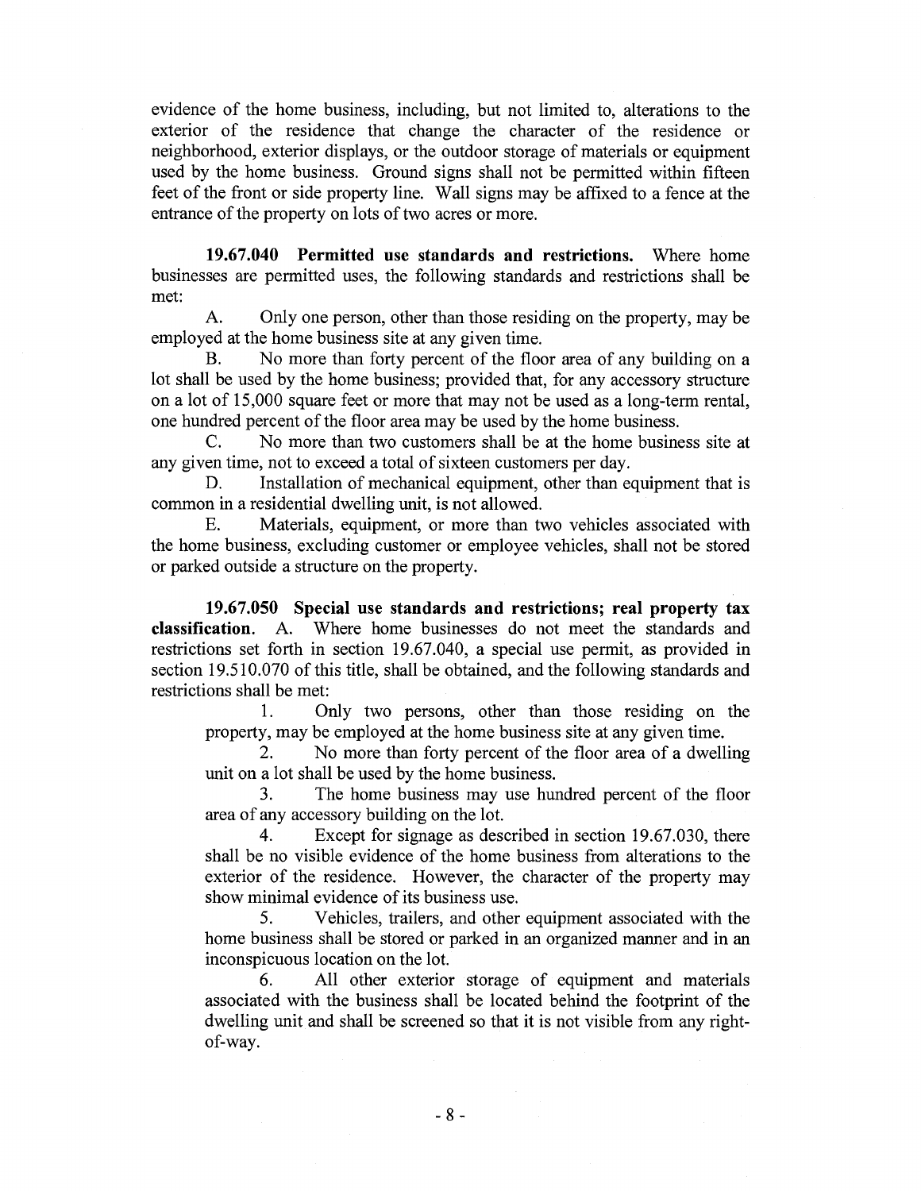evidence of the home business, including, but not limited to, alterations to the exterior of the residence that change the character of the residence or neighborhood, exterior displays, or the outdoor storage of materials or equipment used by the home business. Ground signs shall not be permitted within fifteen feet of the front or side property line. Wall signs may be affixed to a fence at the entrance of the property on lots of two acres or more.

**19.67.040 Permitted use standards and restrictions.** Where home businesses are permitted uses, the following standards and restrictions shall be met:

A. Only one person, other than those residing on the property, may be employed at the home business site at any given time.

B. No more than forty percent of the floor area of any building on a lot shall be used by the home business; provided that, for any accessory structure on a lot of 15,000 square feet or more that may not be used as a long-term rental, one hundred percent of the floor area may be used by the home business.

C. No more than two customers shall be at the home business site at any given time, not to exceed a total of sixteen customers per day.

D. Installation of mechanical equipment, other than equipment that is common in a residential dwelling unit, is not allowed.

E. Materials, equipment, or more than two vehicles associated with the home business, excluding customer or employee vehicles, shall not be stored or parked outside a structure on the property.

**19.67.050 Special use standards and restrictions; real property tax classification.** A. Where home businesses do not meet the standards and restrictions set forth in section 19.67.040, a special use permit, as provided in section 19.510.070 of this title, shall be obtained, and the following standards and restrictions shall be met:

1. Only two persons, other than those residing on the property, may be employed at the home business site at any given time.

2. No more than forty percent of the floor area of a dwelling unit on a lot shall be used by the home business.

3. The home business may use hundred percent of the floor area of any accessory building on the lot.

4. Except for signage as described in section 19.67.030, there shall be no visible evidence of the home business from alterations to the exterior of the residence. However, the character of the property may show minimal evidence of its business use.

5. Vehicles, trailers, and other equipment associated with the home business shall be stored or parked in an organized manner and in an inconspicuous location on the lot.

6. All other exterior storage of equipment and materials associated with the business shall be located behind the footprint of the dwelling unit and shall be screened so that it is not visible from any right-of-way.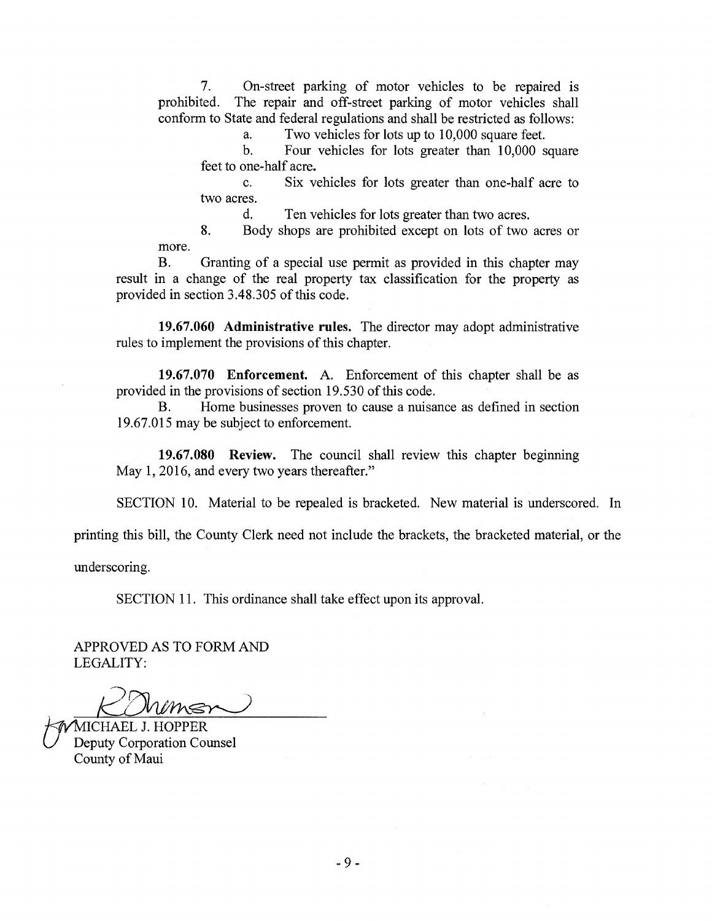7. On-street parking of motor vehicles to be repaired is prohibited. The repair and off-street parking of motor vehicles shall conform to State and federal regulations and shall be restricted as follows:

a. Two vehicles for lots up to 10,000 square feet.

b. Four vehicles for lots greater than 10,000 square feet to one-half acre.

c. Six vehicles for lots greater than one-half acre to two acres.

d. Ten vehicles for lots greater than two acres.

8. Body shops are prohibited except on lots of two acres or more.

B. Granting of a special use permit as provided in this chapter may result in a change of the real property tax classification for the property as provided in section 3.48.305 of this code.

**19.67.060 Administrative rules.** The director may adopt administrative rules to implement the provisions of this chapter.

**19.67.070 Enforcement.** A. Enforcement of this chapter shall be as provided in the provisions of section 19.530 of this code.

B. Home businesses proven to cause a nuisance as defined in section 19.67.015 may be subject to enforcement.

**19.67.080 Review.** The council shall review this chapter beginning May 1, 2016, and every two years thereafter."

SECTION 10. Material to be repealed is bracketed. New material is underscored. In printing this bill, the County Clerk need not include the brackets, the bracketed material, or the underscoring.

SECTION 11. This ordinance shall take effect upon its approval.

APPROVED AS TO FORM AND LEGALITY:

MICHAEL J. HOPPER
Deputy Corporation Counsel
County of Maui